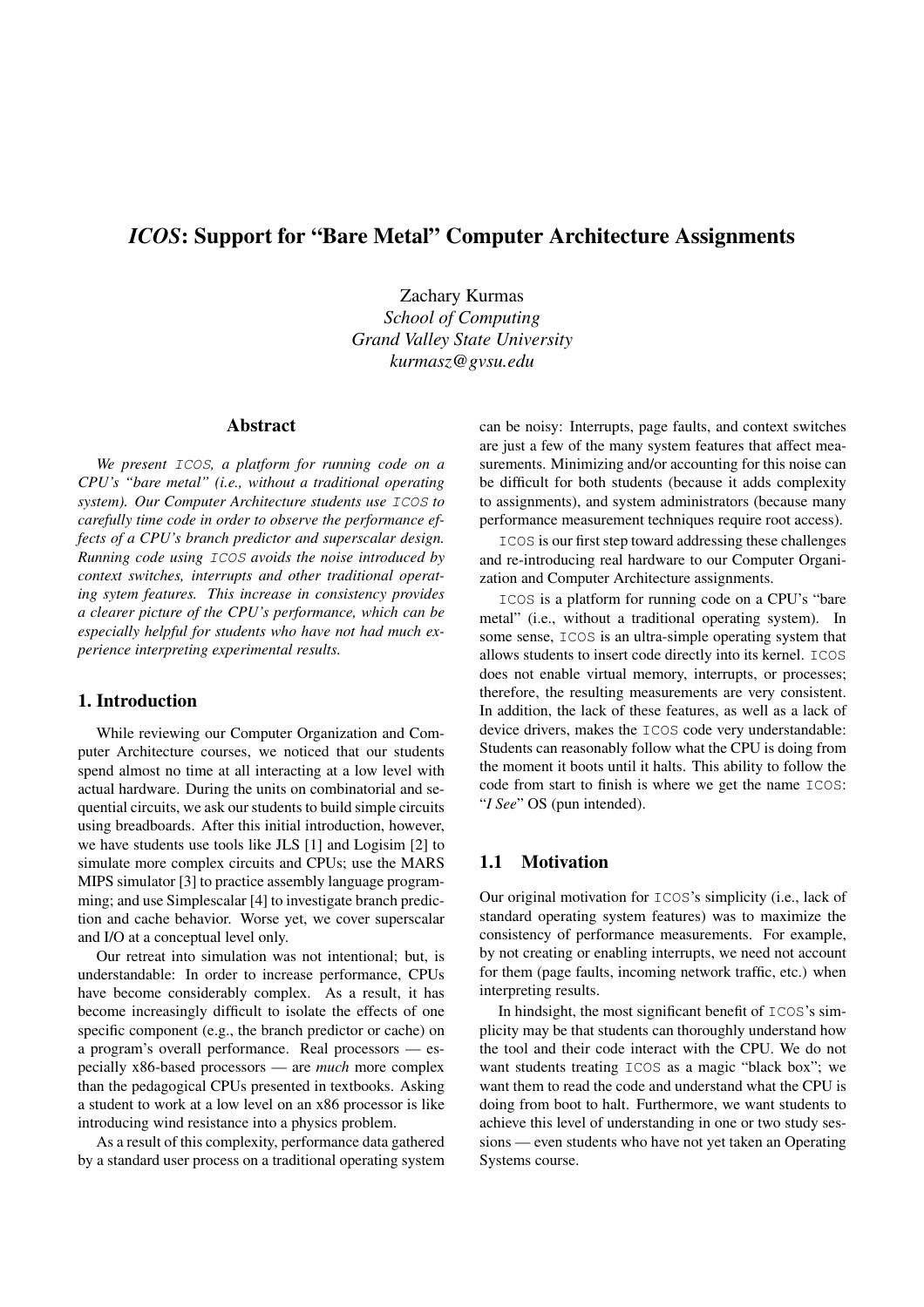# *ICOS*: Support for "Bare Metal" Computer Architecture Assignments

Zachary Kurmas
*School of Computing*
*Grand Valley State University*
*kurmasz@gvsu.edu*

## Abstract

*We present `ICOS`, a platform for running code on a CPU's "bare metal" (i.e., without a traditional operating system). Our Computer Architecture students use `ICOS` to carefully time code in order to observe the performance effects of a CPU's branch predictor and superscalar design. Running code using `ICOS` avoids the noise introduced by context switches, interrupts and other traditional operating sytem features. This increase in consistency provides a clearer picture of the CPU's performance, which can be especially helpful for students who have not had much experience interpreting experimental results.*

## 1. Introduction

While reviewing our Computer Organization and Computer Architecture courses, we noticed that our students spend almost no time at all interacting at a low level with actual hardware. During the units on combinatorial and sequential circuits, we ask our students to build simple circuits using breadboards. After this initial introduction, however, we have students use tools like JLS [1] and Logisim [2] to simulate more complex circuits and CPUs; use the MARS MIPS simulator [3] to practice assembly language programming; and use Simplescalar [4] to investigate branch prediction and cache behavior. Worse yet, we cover superscalar and I/O at a conceptual level only.

Our retreat into simulation was not intentional; but, is understandable: In order to increase performance, CPUs have become considerably complex. As a result, it has become increasingly difficult to isolate the effects of one specific component (e.g., the branch predictor or cache) on a program's overall performance. Real processors — especially x86-based processors — are *much* more complex than the pedagogical CPUs presented in textbooks. Asking a student to work at a low level on an x86 processor is like introducing wind resistance into a physics problem.

As a result of this complexity, performance data gathered by a standard user process on a traditional operating system can be noisy: Interrupts, page faults, and context switches are just a few of the many system features that affect measurements. Minimizing and/or accounting for this noise can be difficult for both students (because it adds complexity to assignments), and system administrators (because many performance measurement techniques require root access).

`ICOS` is our first step toward addressing these challenges and re-introducing real hardware to our Computer Organization and Computer Architecture assignments.

`ICOS` is a platform for running code on a CPU's "bare metal" (i.e., without a traditional operating system). In some sense, `ICOS` is an ultra-simple operating system that allows students to insert code directly into its kernel. `ICOS` does not enable virtual memory, interrupts, or processes; therefore, the resulting measurements are very consistent. In addition, the lack of these features, as well as a lack of device drivers, makes the `ICOS` code very understandable: Students can reasonably follow what the CPU is doing from the moment it boots until it halts. This ability to follow the code from start to finish is where we get the name `ICOS`: "*I See*" OS (pun intended).

### 1.1 Motivation

Our original motivation for `ICOS`'s simplicity (i.e., lack of standard operating system features) was to maximize the consistency of performance measurements. For example, by not creating or enabling interrupts, we need not account for them (page faults, incoming network traffic, etc.) when interpreting results.

In hindsight, the most significant benefit of `ICOS`'s simplicity may be that students can thoroughly understand how the tool and their code interact with the CPU. We do not want students treating `ICOS` as a magic "black box"; we want them to read the code and understand what the CPU is doing from boot to halt. Furthermore, we want students to achieve this level of understanding in one or two study sessions — even students who have not yet taken an Operating Systems course.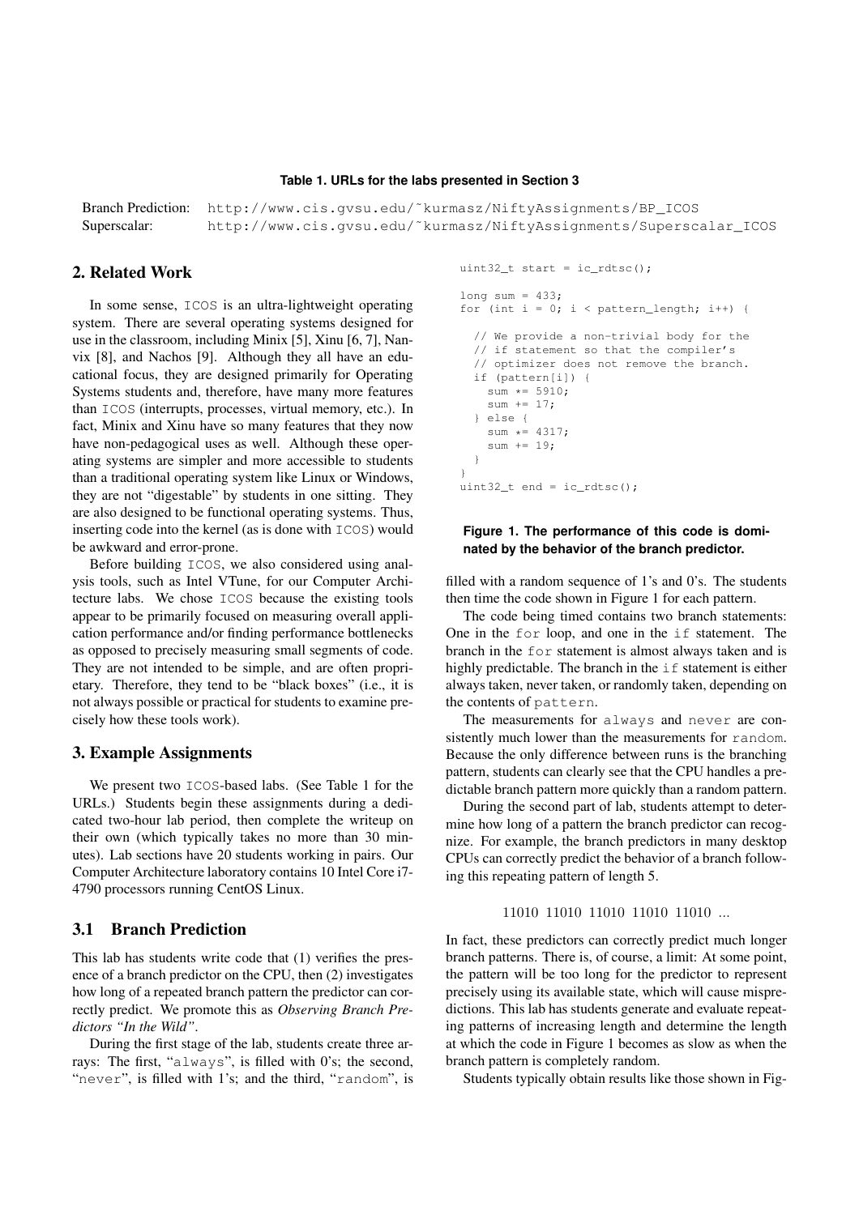**Table 1. URLs for the labs presented in Section 3**

| | |
|---|---|
| Branch Prediction: | http://www.cis.gvsu.edu/˜kurmasz/NiftyAssignments/BP_ICOS |
| Superscalar: | http://www.cis.gvsu.edu/˜kurmasz/NiftyAssignments/Superscalar_ICOS |

## 2. Related Work

In some sense, ICOS is an ultra-lightweight operating system. There are several operating systems designed for use in the classroom, including Minix [5], Xinu [6, 7], Nanvix [8], and Nachos [9]. Although they all have an educational focus, they are designed primarily for Operating Systems students and, therefore, have many more features than ICOS (interrupts, processes, virtual memory, etc.). In fact, Minix and Xinu have so many features that they now have non-pedagogical uses as well. Although these operating systems are simpler and more accessible to students than a traditional operating system like Linux or Windows, they are not "digestable" by students in one sitting. They are also designed to be functional operating systems. Thus, inserting code into the kernel (as is done with ICOS) would be awkward and error-prone.

Before building ICOS, we also considered using analysis tools, such as Intel VTune, for our Computer Architecture labs. We chose ICOS because the existing tools appear to be primarily focused on measuring overall application performance and/or finding performance bottlenecks as opposed to precisely measuring small segments of code. They are not intended to be simple, and are often proprietary. Therefore, they tend to be "black boxes" (i.e., it is not always possible or practical for students to examine precisely how these tools work).

## 3. Example Assignments

We present two ICOS-based labs. (See Table 1 for the URLs.) Students begin these assignments during a dedicated two-hour lab period, then complete the writeup on their own (which typically takes no more than 30 minutes). Lab sections have 20 students working in pairs. Our Computer Architecture laboratory contains 10 Intel Core i7-4790 processors running CentOS Linux.

### 3.1 Branch Prediction

This lab has students write code that (1) verifies the presence of a branch predictor on the CPU, then (2) investigates how long of a repeated branch pattern the predictor can correctly predict. We promote this as *Observing Branch Predictors "In the Wild"*.

During the first stage of the lab, students create three arrays: The first, "always", is filled with 0's; the second, "never", is filled with 1's; and the third, "random", is filled with a random sequence of 1's and 0's. The students then time the code shown in Figure 1 for each pattern.

```
uint32_t start = ic_rdtsc();

long sum = 433;
for (int i = 0; i < pattern_length; i++) {

  // We provide a non-trivial body for the
  // if statement so that the compiler's
  // optimizer does not remove the branch.
  if (pattern[i]) {
    sum *= 5910;
    sum += 17;
  } else {
    sum *= 4317;
    sum += 19;
  }
}
uint32_t end = ic_rdtsc();
```

**Figure 1. The performance of this code is dominated by the behavior of the branch predictor.**

The code being timed contains two branch statements: One in the for loop, and one in the if statement. The branch in the for statement is almost always taken and is highly predictable. The branch in the if statement is either always taken, never taken, or randomly taken, depending on the contents of pattern.

The measurements for always and never are consistently much lower than the measurements for random. Because the only difference between runs is the branching pattern, students can clearly see that the CPU handles a predictable branch pattern more quickly than a random pattern.

During the second part of lab, students attempt to determine how long of a pattern the branch predictor can recognize. For example, the branch predictors in many desktop CPUs can correctly predict the behavior of a branch following this repeating pattern of length 5.

11010 11010 11010 11010 11010 ...

In fact, these predictors can correctly predict much longer branch patterns. There is, of course, a limit: At some point, the pattern will be too long for the predictor to represent precisely using its available state, which will cause mispredictions. This lab has students generate and evaluate repeating patterns of increasing length and determine the length at which the code in Figure 1 becomes as slow as when the branch pattern is completely random.

Students typically obtain results like those shown in Fig-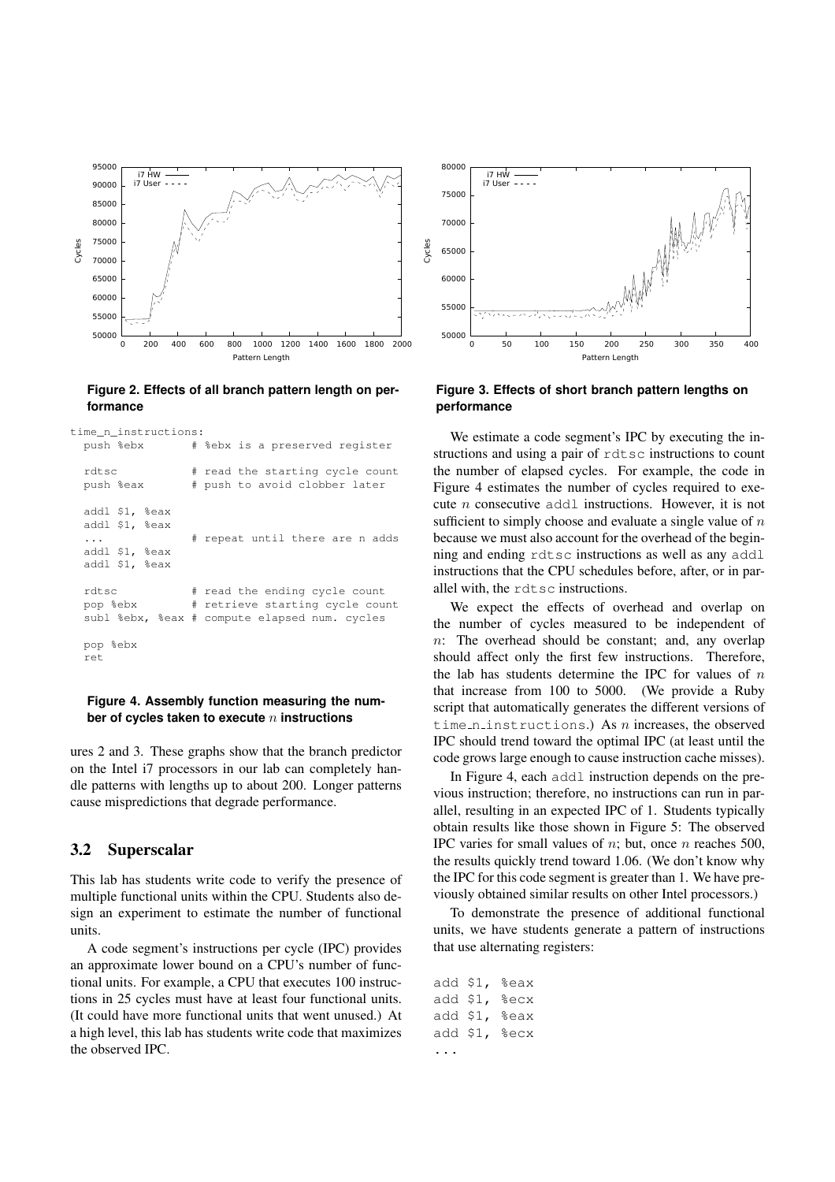**Figure 2. Effects of all branch pattern length on performance**

**Figure 3. Effects of short branch pattern lengths on performance**

```
time_n_instructions:
  push %ebx         # %ebx is a preserved register

  rdtsc             # read the starting cycle count
  push %eax         # push to avoid clobber later

  addl $1, %eax
  addl $1, %eax
  ...               # repeat until there are n adds
  addl $1, %eax
  addl $1, %eax

  rdtsc             # read the ending cycle count
  pop %ebx          # retrieve starting cycle count
  subl %ebx, %eax # compute elapsed num. cycles

  pop %ebx
  ret
```

**Figure 4. Assembly function measuring the number of cycles taken to execute $n$ instructions**

ures 2 and 3. These graphs show that the branch predictor on the Intel i7 processors in our lab can completely handle patterns with lengths up to about 200. Longer patterns cause mispredictions that degrade performance.

## 3.2 Superscalar

This lab has students write code to verify the presence of multiple functional units within the CPU. Students also design an experiment to estimate the number of functional units.

A code segment's instructions per cycle (IPC) provides an approximate lower bound on a CPU's number of functional units. For example, a CPU that executes 100 instructions in 25 cycles must have at least four functional units. (It could have more functional units that went unused.) At a high level, this lab has students write code that maximizes the observed IPC.

We estimate a code segment's IPC by executing the instructions and using a pair of `rdtsc` instructions to count the number of elapsed cycles. For example, the code in Figure 4 estimates the number of cycles required to execute $n$ consecutive `addl` instructions. However, it is not sufficient to simply choose and evaluate a single value of $n$ because we must also account for the overhead of the beginning and ending `rdtsc` instructions as well as any `addl` instructions that the CPU schedules before, after, or in parallel with, the `rdtsc` instructions.

We expect the effects of overhead and overlap on the number of cycles measured to be independent of $n$: The overhead should be constant; and, any overlap should affect only the first few instructions. Therefore, the lab has students determine the IPC for values of $n$ that increase from 100 to 5000. (We provide a Ruby script that automatically generates the different versions of `time_n_instructions`.) As $n$ increases, the observed IPC should trend toward the optimal IPC (at least until the code grows large enough to cause instruction cache misses).

In Figure 4, each `addl` instruction depends on the previous instruction; therefore, no instructions can run in parallel, resulting in an expected IPC of 1. Students typically obtain results like those shown in Figure 5: The observed IPC varies for small values of $n$; but, once $n$ reaches 500, the results quickly trend toward 1.06. (We don't know why the IPC for this code segment is greater than 1. We have previously obtained similar results on other Intel processors.)

To demonstrate the presence of additional functional units, we have students generate a pattern of instructions that use alternating registers:

```
add $1, %eax
add $1, %ecx
add $1, %eax
add $1, %ecx
...
```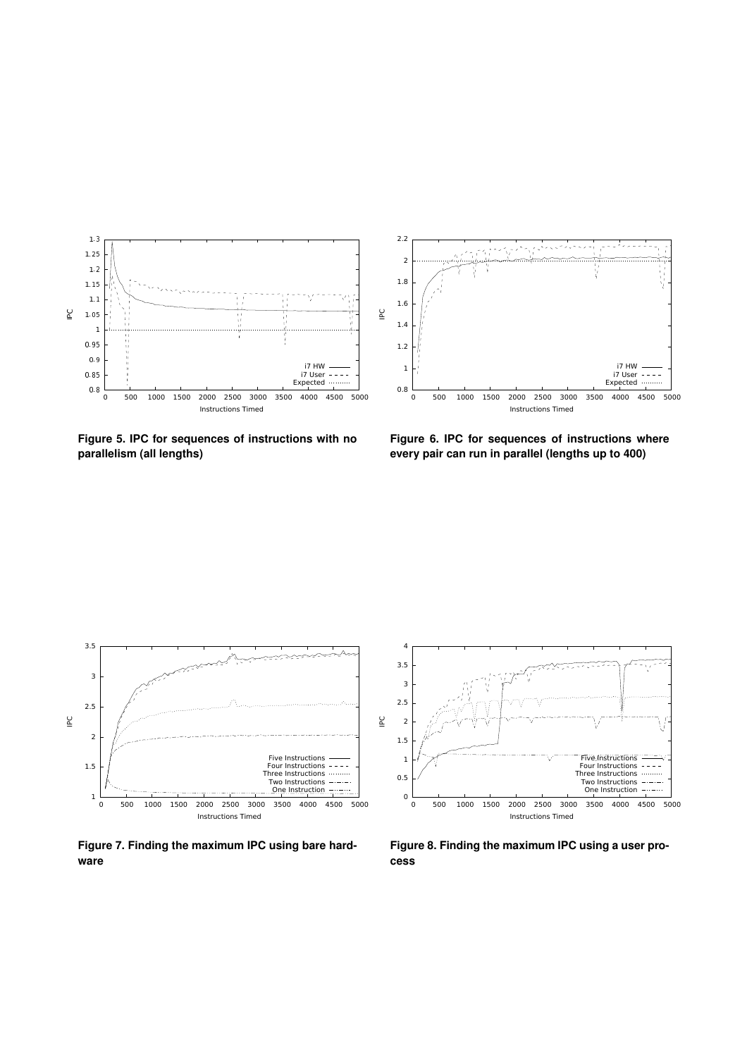**Figure 5. IPC for sequences of instructions with no parallelism (all lengths)**

**Figure 6. IPC for sequences of instructions where every pair can run in parallel (lengths up to 400)**

**Figure 7. Finding the maximum IPC using bare hardware**

**Figure 8. Finding the maximum IPC using a user process**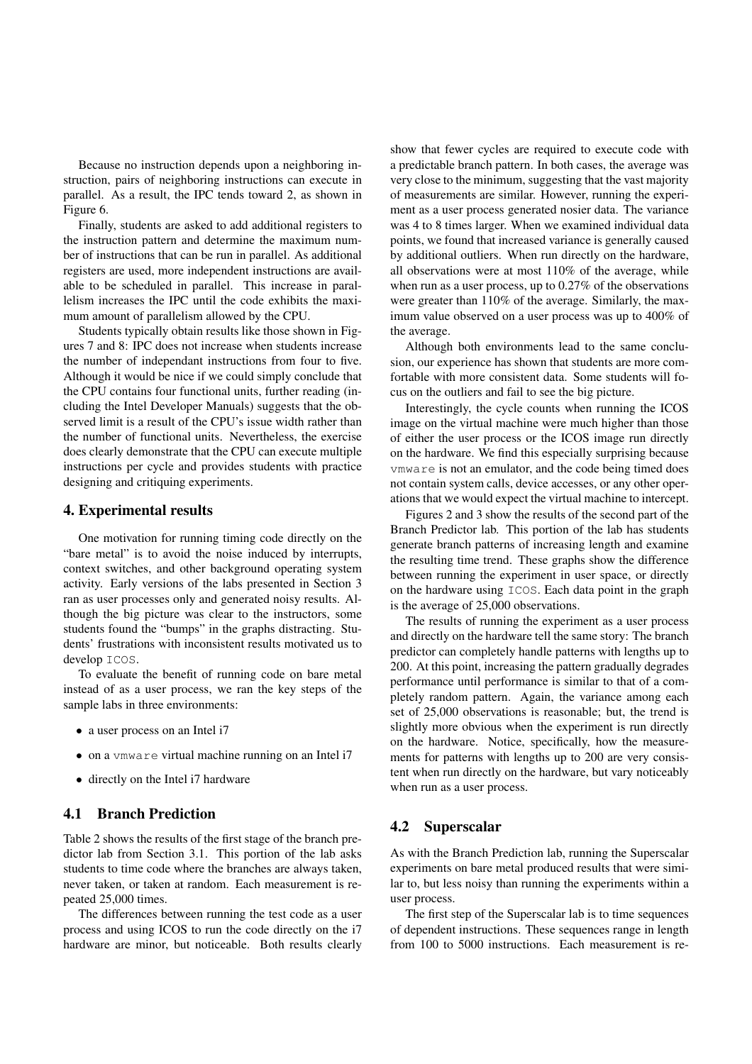Because no instruction depends upon a neighboring instruction, pairs of neighboring instructions can execute in parallel. As a result, the IPC tends toward 2, as shown in Figure 6.

Finally, students are asked to add additional registers to the instruction pattern and determine the maximum number of instructions that can be run in parallel. As additional registers are used, more independent instructions are available to be scheduled in parallel. This increase in parallelism increases the IPC until the code exhibits the maximum amount of parallelism allowed by the CPU.

Students typically obtain results like those shown in Figures 7 and 8: IPC does not increase when students increase the number of independant instructions from four to five. Although it would be nice if we could simply conclude that the CPU contains four functional units, further reading (including the Intel Developer Manuals) suggests that the observed limit is a result of the CPU's issue width rather than the number of functional units. Nevertheless, the exercise does clearly demonstrate that the CPU can execute multiple instructions per cycle and provides students with practice designing and critiquing experiments.

## 4. Experimental results

One motivation for running timing code directly on the "bare metal" is to avoid the noise induced by interrupts, context switches, and other background operating system activity. Early versions of the labs presented in Section 3 ran as user processes only and generated noisy results. Although the big picture was clear to the instructors, some students found the "bumps" in the graphs distracting. Students' frustrations with inconsistent results motivated us to develop `ICOS`.

To evaluate the benefit of running code on bare metal instead of as a user process, we ran the key steps of the sample labs in three environments:

- a user process on an Intel i7
- on a `vmware` virtual machine running on an Intel i7
- directly on the Intel i7 hardware

### 4.1 Branch Prediction

Table 2 shows the results of the first stage of the branch predictor lab from Section 3.1. This portion of the lab asks students to time code where the branches are always taken, never taken, or taken at random. Each measurement is repeated 25,000 times.

The differences between running the test code as a user process and using ICOS to run the code directly on the i7 hardware are minor, but noticeable. Both results clearly show that fewer cycles are required to execute code with a predictable branch pattern. In both cases, the average was very close to the minimum, suggesting that the vast majority of measurements are similar. However, running the experiment as a user process generated nosier data. The variance was 4 to 8 times larger. When we examined individual data points, we found that increased variance is generally caused by additional outliers. When run directly on the hardware, all observations were at most 110% of the average, while when run as a user process, up to 0.27% of the observations were greater than 110% of the average. Similarly, the maximum value observed on a user process was up to 400% of the average.

Although both environments lead to the same conclusion, our experience has shown that students are more comfortable with more consistent data. Some students will focus on the outliers and fail to see the big picture.

Interestingly, the cycle counts when running the ICOS image on the virtual machine were much higher than those of either the user process or the ICOS image run directly on the hardware. We find this especially surprising because `vmware` is not an emulator, and the code being timed does not contain system calls, device accesses, or any other operations that we would expect the virtual machine to intercept.

Figures 2 and 3 show the results of the second part of the Branch Predictor lab. This portion of the lab has students generate branch patterns of increasing length and examine the resulting time trend. These graphs show the difference between running the experiment in user space, or directly on the hardware using `ICOS`. Each data point in the graph is the average of 25,000 observations.

The results of running the experiment as a user process and directly on the hardware tell the same story: The branch predictor can completely handle patterns with lengths up to 200. At this point, increasing the pattern gradually degrades performance until performance is similar to that of a completely random pattern. Again, the variance among each set of 25,000 observations is reasonable; but, the trend is slightly more obvious when the experiment is run directly on the hardware. Notice, specifically, how the measurements for patterns with lengths up to 200 are very consistent when run directly on the hardware, but vary noticeably when run as a user process.

### 4.2 Superscalar

As with the Branch Prediction lab, running the Superscalar experiments on bare metal produced results that were similar to, but less noisy than running the experiments within a user process.

The first step of the Superscalar lab is to time sequences of dependent instructions. These sequences range in length from 100 to 5000 instructions. Each measurement is re-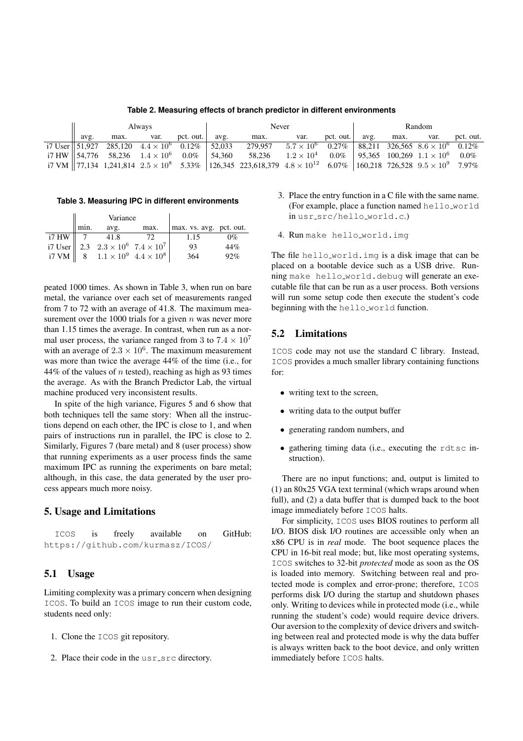**Table 2. Measuring effects of branch predictor in different environments**

| | Always | | | | Never | | | | Random | | | |
|---|---|---|---|---|---|---|---|---|---|---|---|---|
| | avg. | max. | var. | pct. out. | avg. | max. | var. | pct. out. | avg. | max. | var. | pct. out. |
| i7 User | 51,927 | 285,120 | $4.4 \times 10^6$ | 0.12% | 52,033 | 279,957 | $5.7 \times 10^6$ | 0.27% | 88,211 | 326,565 | $8.6 \times 10^6$ | 0.12% |
| i7 HW | 54,776 | 58,236 | $1.4 \times 10^6$ | 0.0% | 54,360 | 58,236 | $1.2 \times 10^4$ | 0.0% | 95,365 | 100,269 | $1.1 \times 10^6$ | 0.0% |
| i7 VM | 77,134 | 1,241,814 | $2.5 \times 10^8$ | 5.33% | 126,345 | 223,618,379 | $4.8 \times 10^{12}$ | 6.07% | 160,218 | 726,528 | $9.5 \times 10^9$ | 7.97% |

**Table 3. Measuring IPC in different environments**

| | Variance | | | | |
|---|---|---|---|---|---|
| | min. | avg. | max. | max. vs. avg. | pct. out. |
| i7 HW | 7 | 41.8 | 72 | 1.15 | 0% |
| i7 User | 2.3 | $2.3 \times 10^6$ | $7.4 \times 10^7$ | 93 | 44% |
| i7 VM | 8 | $1.1 \times 10^9$ | $4.4 \times 10^8$ | 364 | 92% |

peated 1000 times. As shown in Table 3, when run on bare metal, the variance over each set of measurements ranged from 7 to 72 with an average of 41.8. The maximum measurement over the 1000 trials for a given $n$ was never more than 1.15 times the average. In contrast, when run as a normal user process, the variance ranged from 3 to $7.4 \times 10^7$ with an average of $2.3 \times 10^6$. The maximum measurement was more than twice the average 44% of the time (i.e., for 44% of the values of $n$ tested), reaching as high as 93 times the average. As with the Branch Predictor Lab, the virtual machine produced very inconsistent results.

In spite of the high variance, Figures 5 and 6 show that both techniques tell the same story: When all the instructions depend on each other, the IPC is close to 1, and when pairs of instructions run in parallel, the IPC is close to 2. Similarly, Figures 7 (bare metal) and 8 (user process) show that running experiments as a user process finds the same maximum IPC as running the experiments on bare metal; although, in this case, the data generated by the user process appears much more noisy.

## 5. Usage and Limitations

ICOS is freely available on GitHub: https://github.com/kurmasz/ICOS/

### 5.1 Usage

Limiting complexity was a primary concern when designing ICOS. To build an ICOS image to run their custom code, students need only:

1. Clone the ICOS git repository.
2. Place their code in the usr_src directory.
3. Place the entry function in a C file with the same name. (For example, place a function named hello_world in usr_src/hello_world.c.)
4. Run make hello_world.img

The file hello_world.img is a disk image that can be placed on a bootable device such as a USB drive. Running make hello_world.debug will generate an executable file that can be run as a user process. Both versions will run some setup code then execute the student's code beginning with the hello_world function.

### 5.2 Limitations

ICOS code may not use the standard C library. Instead, ICOS provides a much smaller library containing functions for:

- writing text to the screen,
- writing data to the output buffer
- generating random numbers, and
- gathering timing data (i.e., executing the rdtsc instruction).

There are no input functions; and, output is limited to (1) an 80x25 VGA text terminal (which wraps around when full), and (2) a data buffer that is dumped back to the boot image immediately before ICOS halts.

For simplicity, ICOS uses BIOS routines to perform all I/O. BIOS disk I/O routines are accessible only when an x86 CPU is in *real* mode. The boot sequence places the CPU in 16-bit real mode; but, like most operating systems, ICOS switches to 32-bit *protected* mode as soon as the OS is loaded into memory. Switching between real and protected mode is complex and error-prone; therefore, ICOS performs disk I/O during the startup and shutdown phases only. Writing to devices while in protected mode (i.e., while running the student's code) would require device drivers. Our aversion to the complexity of device drivers and switching between real and protected mode is why the data buffer is always written back to the boot device, and only written immediately before ICOS halts.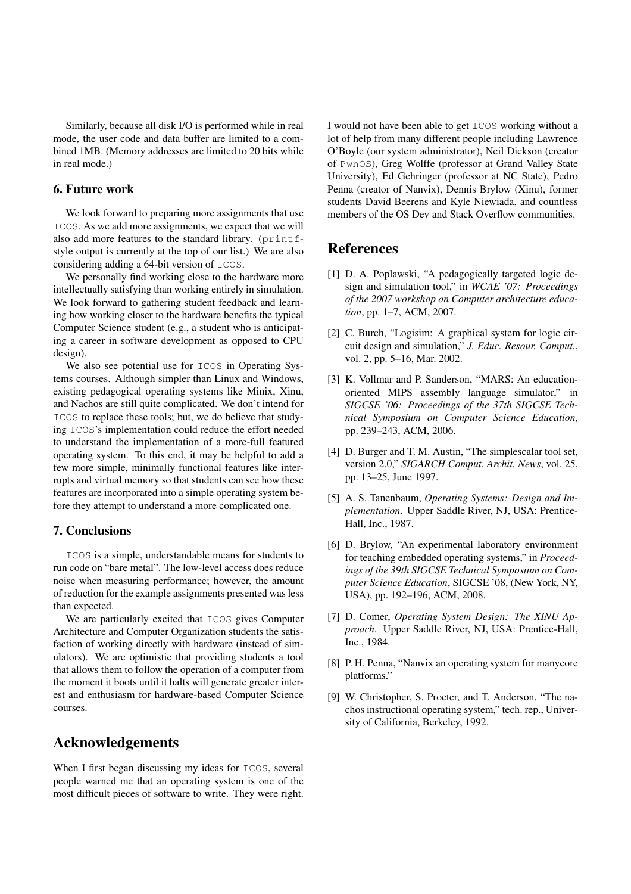Similarly, because all disk I/O is performed while in real mode, the user code and data buffer are limited to a combined 1MB. (Memory addresses are limited to 20 bits while in real mode.)

### 6. Future work

We look forward to preparing more assignments that use `ICOS`. As we add more assignments, we expect that we will also add more features to the standard library. (`printf`-style output is currently at the top of our list.) We are also considering adding a 64-bit version of `ICOS`.

We personally find working close to the hardware more intellectually satisfying than working entirely in simulation. We look forward to gathering student feedback and learning how working closer to the hardware benefits the typical Computer Science student (e.g., a student who is anticipating a career in software development as opposed to CPU design).

We also see potential use for `ICOS` in Operating Systems courses. Although simpler than Linux and Windows, existing pedagogical operating systems like Minix, Xinu, and Nachos are still quite complicated. We don't intend for `ICOS` to replace these tools; but, we do believe that studying `ICOS`'s implementation could reduce the effort needed to understand the implementation of a more-full featured operating system. To this end, it may be helpful to add a few more simple, minimally functional features like interrupts and virtual memory so that students can see how these features are incorporated into a simple operating system before they attempt to understand a more complicated one.

### 7. Conclusions

`ICOS` is a simple, understandable means for students to run code on "bare metal". The low-level access does reduce noise when measuring performance; however, the amount of reduction for the example assignments presented was less than expected.

We are particularly excited that `ICOS` gives Computer Architecture and Computer Organization students the satisfaction of working directly with hardware (instead of simulators). We are optimistic that providing students a tool that allows them to follow the operation of a computer from the moment it boots until it halts will generate greater interest and enthusiasm for hardware-based Computer Science courses.

## Acknowledgements

When I first began discussing my ideas for `ICOS`, several people warned me that an operating system is one of the most difficult pieces of software to write. They were right. I would not have been able to get `ICOS` working without a lot of help from many different people including Lawrence O'Boyle (our system administrator), Neil Dickson (creator of `PwnOS`), Greg Wolffe (professor at Grand Valley State University), Ed Gehringer (professor at NC State), Pedro Penna (creator of Nanvix), Dennis Brylow (Xinu), former students David Beerens and Kyle Niewiada, and countless members of the OS Dev and Stack Overflow communities.

## References

[1] D. A. Poplawski, "A pedagogically targeted logic design and simulation tool," in *WCAE '07: Proceedings of the 2007 workshop on Computer architecture education*, pp. 1–7, ACM, 2007.

[2] C. Burch, "Logisim: A graphical system for logic circuit design and simulation," *J. Educ. Resour. Comput.*, vol. 2, pp. 5–16, Mar. 2002.

[3] K. Vollmar and P. Sanderson, "MARS: An education-oriented MIPS assembly language simulator," in *SIGCSE '06: Proceedings of the 37th SIGCSE Technical Symposium on Computer Science Education*, pp. 239–243, ACM, 2006.

[4] D. Burger and T. M. Austin, "The simplescalar tool set, version 2.0," *SIGARCH Comput. Archit. News*, vol. 25, pp. 13–25, June 1997.

[5] A. S. Tanenbaum, *Operating Systems: Design and Implementation*. Upper Saddle River, NJ, USA: Prentice-Hall, Inc., 1987.

[6] D. Brylow, "An experimental laboratory environment for teaching embedded operating systems," in *Proceedings of the 39th SIGCSE Technical Symposium on Computer Science Education*, SIGCSE '08, (New York, NY, USA), pp. 192–196, ACM, 2008.

[7] D. Comer, *Operating System Design: The XINU Approach*. Upper Saddle River, NJ, USA: Prentice-Hall, Inc., 1984.

[8] P. H. Penna, "Nanvix an operating system for manycore platforms."

[9] W. Christopher, S. Procter, and T. Anderson, "The nachos instructional operating system," tech. rep., University of California, Berkeley, 1992.